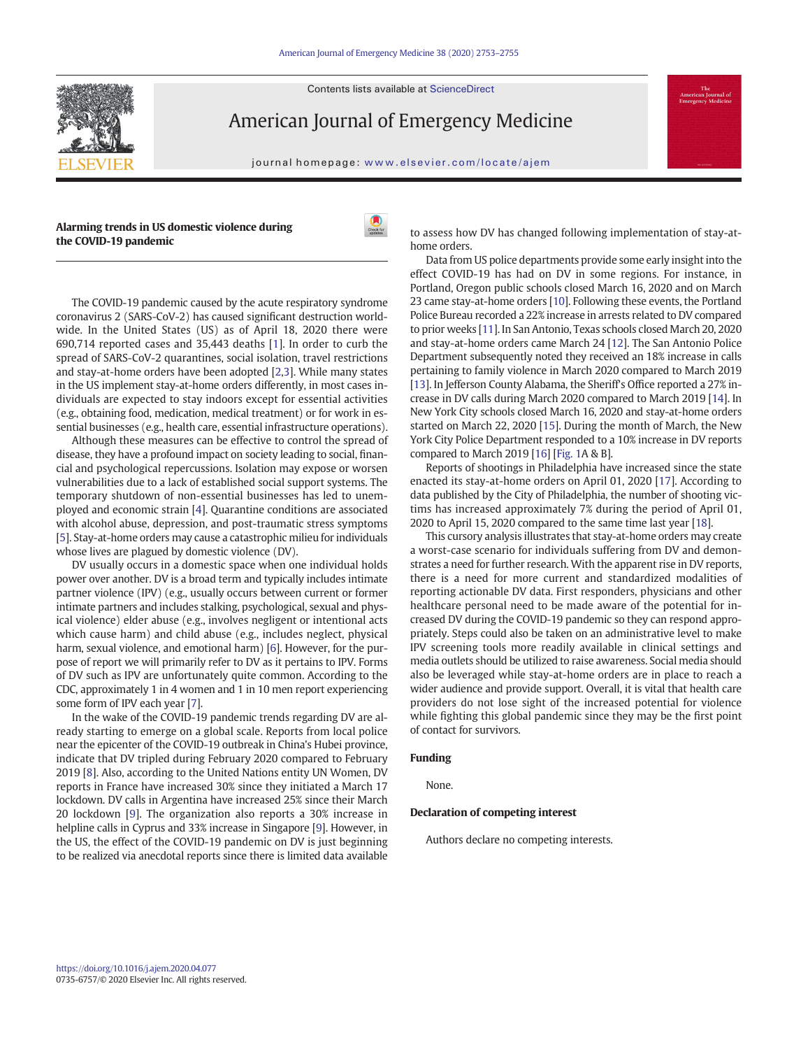# Alarming trends in US domestic violence during the COVID-19 pandemic

The COVID-19 pandemic caused by the acute respiratory syndrome coronavirus 2 (SARS-CoV-2) has caused significant destruction worldwide. In the United States (US) as of April 18, 2020 there were 690,714 reported cases and 35,443 deaths [1]. In order to curb the spread of SARS-CoV-2 quarantines, social isolation, travel restrictions and stay-at-home orders have been adopted [2,3]. While many states in the US implement stay-at-home orders differently, in most cases individuals are expected to stay indoors except for essential activities (e.g., obtaining food, medication, medical treatment) or for work in essential businesses (e.g., health care, essential infrastructure operations).

Although these measures can be effective to control the spread of disease, they have a profound impact on society leading to social, financial and psychological repercussions. Isolation may expose or worsen vulnerabilities due to a lack of established social support systems. The temporary shutdown of non-essential businesses has led to unemployed and economic strain [4]. Quarantine conditions are associated with alcohol abuse, depression, and post-traumatic stress symptoms [5]. Stay-at-home orders may cause a catastrophic milieu for individuals whose lives are plagued by domestic violence (DV).

DV usually occurs in a domestic space when one individual holds power over another. DV is a broad term and typically includes intimate partner violence (IPV) (e.g., usually occurs between current or former intimate partners and includes stalking, psychological, sexual and physical violence) elder abuse (e.g., involves negligent or intentional acts which cause harm) and child abuse (e.g., includes neglect, physical harm, sexual violence, and emotional harm) [6]. However, for the purpose of report we will primarily refer to DV as it pertains to IPV. Forms of DV such as IPV are unfortunately quite common. According to the CDC, approximately 1 in 4 women and 1 in 10 men report experiencing some form of IPV each year [7].

In the wake of the COVID-19 pandemic trends regarding DV are already starting to emerge on a global scale. Reports from local police near the epicenter of the COVID-19 outbreak in China's Hubei province, indicate that DV tripled during February 2020 compared to February 2019 [8]. Also, according to the United Nations entity UN Women, DV reports in France have increased 30% since they initiated a March 17 lockdown. DV calls in Argentina have increased 25% since their March 20 lockdown [9]. The organization also reports a 30% increase in helpline calls in Cyprus and 33% increase in Singapore [9]. However, in the US, the effect of the COVID-19 pandemic on DV is just beginning to be realized via anecdotal reports since there is limited data available to assess how DV has changed following implementation of stay-at-home orders.

Data from US police departments provide some early insight into the effect COVID-19 has had on DV in some regions. For instance, in Portland, Oregon public schools closed March 16, 2020 and on March 23 came stay-at-home orders [10]. Following these events, the Portland Police Bureau recorded a 22% increase in arrests related to DV compared to prior weeks [11]. In San Antonio, Texas schools closed March 20, 2020 and stay-at-home orders came March 24 [12]. The San Antonio Police Department subsequently noted they received an 18% increase in calls pertaining to family violence in March 2020 compared to March 2019 [13]. In Jefferson County Alabama, the Sheriff's Office reported a 27% increase in DV calls during March 2020 compared to March 2019 [14]. In New York City schools closed March 16, 2020 and stay-at-home orders started on March 22, 2020 [15]. During the month of March, the New York City Police Department responded to a 10% increase in DV reports compared to March 2019 [16] [Fig. 1A & B].

Reports of shootings in Philadelphia have increased since the state enacted its stay-at-home orders on April 01, 2020 [17]. According to data published by the City of Philadelphia, the number of shooting victims has increased approximately 7% during the period of April 01, 2020 to April 15, 2020 compared to the same time last year [18].

This cursory analysis illustrates that stay-at-home orders may create a worst-case scenario for individuals suffering from DV and demonstrates a need for further research. With the apparent rise in DV reports, there is a need for more current and standardized modalities of reporting actionable DV data. First responders, physicians and other healthcare personal need to be made aware of the potential for increased DV during the COVID-19 pandemic so they can respond appropriately. Steps could also be taken on an administrative level to make IPV screening tools more readily available in clinical settings and media outlets should be utilized to raise awareness. Social media should also be leveraged while stay-at-home orders are in place to reach a wider audience and provide support. Overall, it is vital that health care providers do not lose sight of the increased potential for violence while fighting this global pandemic since they may be the first point of contact for survivors.

## Funding

None.

## Declaration of competing interest

Authors declare no competing interests.

https://doi.org/10.1016/j.ajem.2020.04.077
0735-6757/© 2020 Elsevier Inc. All rights reserved.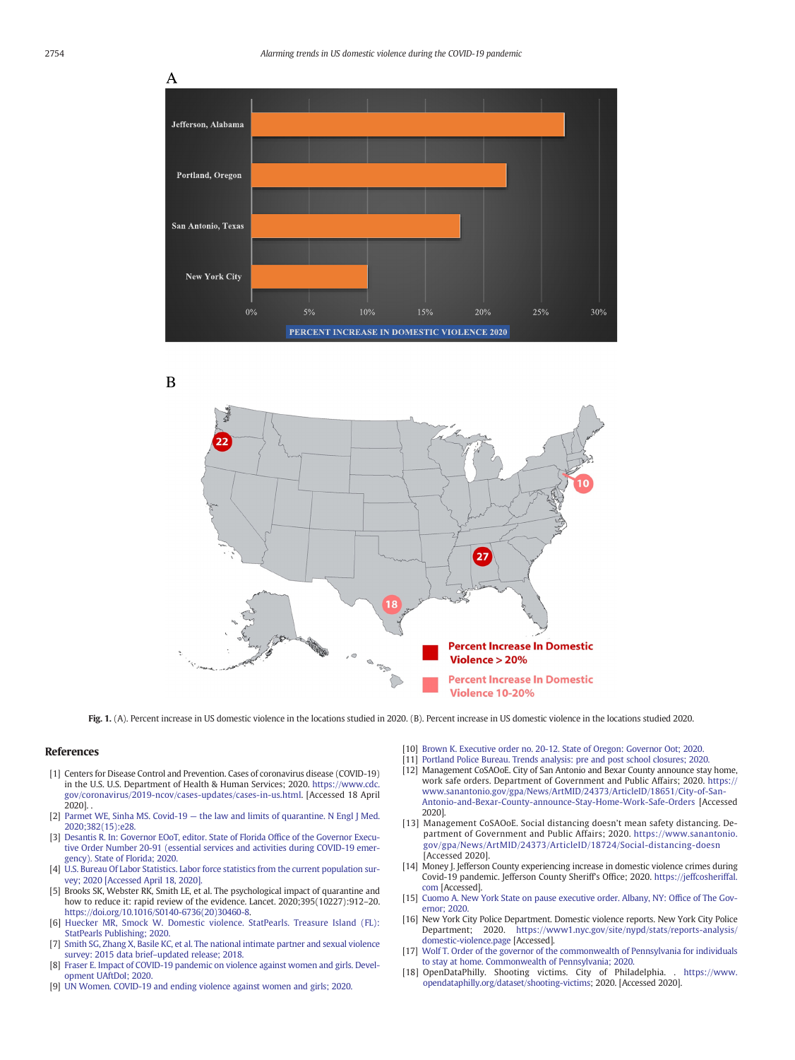**Fig. 1.** (A). Percent increase in US domestic violence in the locations studied in 2020. (B). Percent increase in US domestic violence in the locations studied 2020.

## References

[1] Centers for Disease Control and Prevention. Cases of coronavirus disease (COVID-19) in the U.S. U.S. Department of Health & Human Services; 2020. https://www.cdc.gov/coronavirus/2019-ncov/cases-updates/cases-in-us.html. [Accessed 18 April 2020]. .

[2] Parmet WE, Sinha MS. Covid-19 — the law and limits of quarantine. N Engl J Med. 2020;382(15):e28.

[3] Desantis R. In: Governor EOoT, editor. State of Florida Office of the Governor Executive Order Number 20-91 (essential services and activities during COVID-19 emergency). State of Florida; 2020.

[4] U.S. Bureau Of Labor Statistics. Labor force statistics from the current population survey; 2020 [Accessed April 18, 2020].

[5] Brooks SK, Webster RK, Smith LE, et al. The psychological impact of quarantine and how to reduce it: rapid review of the evidence. Lancet. 2020;395(10227):912–20. https://doi.org/10.1016/S0140-6736(20)30460-8.

[6] Huecker MR, Smock W. Domestic violence. StatPearls. Treasure Island (FL): StatPearls Publishing; 2020.

[7] Smith SG, Zhang X, Basile KC, et al. The national intimate partner and sexual violence survey: 2015 data brief–updated release; 2018.

[8] Fraser E. Impact of COVID-19 pandemic on violence against women and girls. Development UAftDoI; 2020.

[9] UN Women. COVID-19 and ending violence against women and girls; 2020.

[10] Brown K. Executive order no. 20-12. State of Oregon: Governor Oot; 2020.

[11] Portland Police Bureau. Trends analysis: pre and post school closures; 2020.

[12] Management CoSAOoE. City of San Antonio and Bexar County announce stay home, work safe orders. Department of Government and Public Affairs; 2020. https://www.sanantonio.gov/gpa/News/ArtMID/24373/ArticleID/18651/City-of-San-Antonio-and-Bexar-County-announce-Stay-Home-Work-Safe-Orders [Accessed 2020].

[13] Management CoSAOoE. Social distancing doesn't mean safety distancing. Department of Government and Public Affairs; 2020. https://www.sanantonio.gov/gpa/News/ArtMID/24373/ArticleID/18724/Social-distancing-doesn [Accessed 2020].

[14] Money J. Jefferson County experiencing increase in domestic violence crimes during Covid-19 pandemic. Jefferson County Sheriff's Office; 2020. https://jeffcosheriffal.com [Accessed].

[15] Cuomo A. New York State on pause executive order. Albany, NY: Office of The Governor; 2020.

[16] New York City Police Department. Domestic violence reports. New York City Police Department; 2020. https://www1.nyc.gov/site/nypd/stats/reports-analysis/domestic-violence.page [Accessed].

[17] Wolf T. Order of the governor of the commonwealth of Pennsylvania for individuals to stay at home. Commonwealth of Pennsylvania; 2020.

[18] OpenDataPhilly. Shooting victims. City of Philadelphia. . https://www.opendataphilly.org/dataset/shooting-victims; 2020. [Accessed 2020].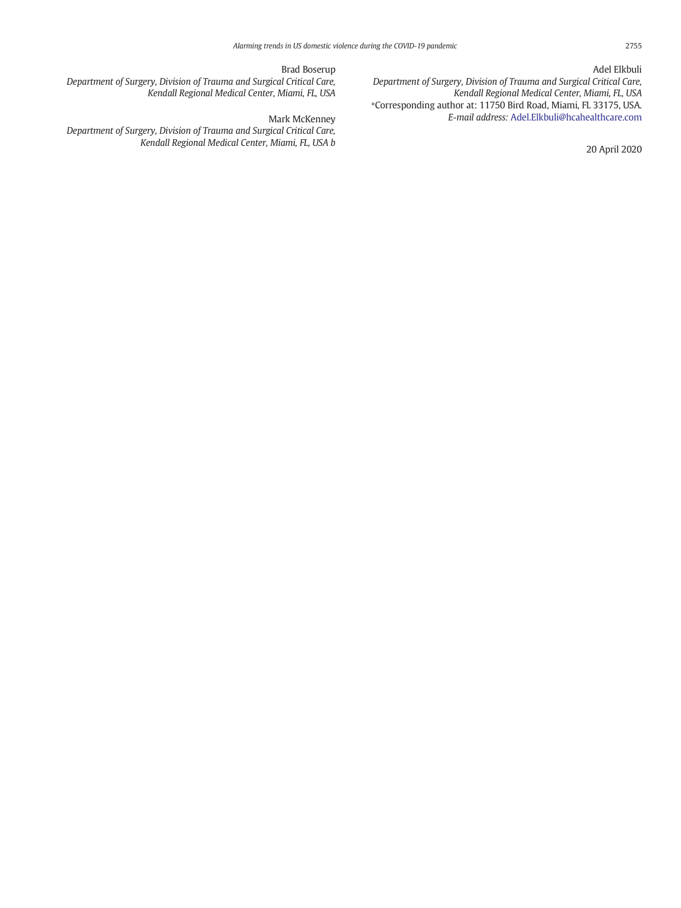Brad Boserup
*Department of Surgery, Division of Trauma and Surgical Critical Care, Kendall Regional Medical Center, Miami, FL, USA*

Mark McKenney
*Department of Surgery, Division of Trauma and Surgical Critical Care, Kendall Regional Medical Center, Miami, FL, USA b*

Adel Elkbuli
*Department of Surgery, Division of Trauma and Surgical Critical Care, Kendall Regional Medical Center, Miami, FL, USA*
*Corresponding author at: 11750 Bird Road, Miami, FL 33175, USA.
*E-mail address:* Adel.Elkbuli@hcahealthcare.com

20 April 2020